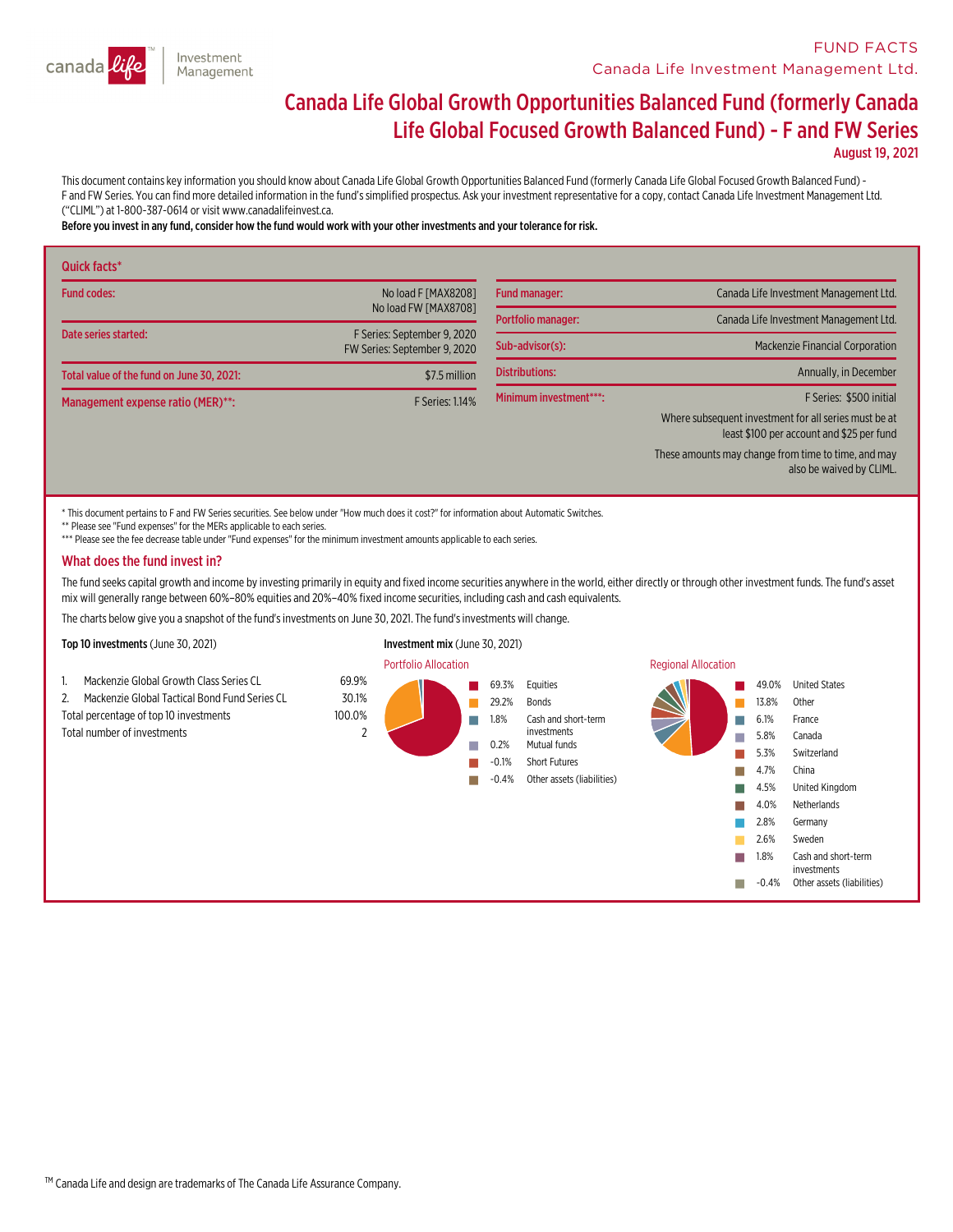FUND FACTS
Canada Life Investment Management Ltd.

# Canada Life Global Growth Opportunities Balanced Fund (formerly Canada Life Global Focused Growth Balanced Fund) - F and FW Series

August 19, 2021

This document contains key information you should know about Canada Life Global Growth Opportunities Balanced Fund (formerly Canada Life Global Focused Growth Balanced Fund) - F and FW Series. You can find more detailed information in the fund's simplified prospectus. Ask your investment representative for a copy, contact Canada Life Investment Management Ltd. ("CLIML") at 1-800-387-0614 or visit www.canadalifeinvest.ca.

**Before you invest in any fund, consider how the fund would work with your other investments and your tolerance for risk.**

## Quick facts*

| | |
|---|---|
| Fund codes: | No load F [MAX8208]<br>No load FW [MAX8708] |
| Date series started: | F Series: September 9, 2020<br>FW Series: September 9, 2020 |
| Total value of the fund on June 30, 2021: | $7.5 million |
| Management expense ratio (MER)**: | F Series: 1.14% |

| | |
|---|---|
| Fund manager: | Canada Life Investment Management Ltd. |
| Portfolio manager: | Canada Life Investment Management Ltd. |
| Sub-advisor(s): | Mackenzie Financial Corporation |
| Distributions: | Annually, in December |
| Minimum investment***: | F Series: $500 initial<br>Where subsequent investment for all series must be at least $100 per account and $25 per fund<br>These amounts may change from time to time, and may also be waived by CLIML. |

\* This document pertains to F and FW Series securities. See below under "How much does it cost?" for information about Automatic Switches.

** Please see "Fund expenses" for the MERs applicable to each series.

*** Please see the fee decrease table under "Fund expenses" for the minimum investment amounts applicable to each series.

## What does the fund invest in?

The fund seeks capital growth and income by investing primarily in equity and fixed income securities anywhere in the world, either directly or through other investment funds. The fund's asset mix will generally range between 60%–80% equities and 20%–40% fixed income securities, including cash and cash equivalents.

The charts below give you a snapshot of the fund's investments on June 30, 2021. The fund's investments will change.

**Top 10 investments** (June 30, 2021)

| | |
|---|---|
| 1. Mackenzie Global Growth Class Series CL | 69.9% |
| 2. Mackenzie Global Tactical Bond Fund Series CL | 30.1% |
| Total percentage of top 10 investments | 100.0% |
| Total number of investments | 2 |

**Investment mix** (June 30, 2021)

Portfolio Allocation

| | |
|---|---|
| 69.3% | Equities |
| 29.2% | Bonds |
| 1.8% | Cash and short-term investments |
| 0.2% | Mutual funds |
| -0.1% | Short Futures |
| -0.4% | Other assets (liabilities) |

Regional Allocation

| | |
|---|---|
| 49.0% | United States |
| 13.8% | Other |
| 6.1% | France |
| 5.8% | Canada |
| 5.3% | Switzerland |
| 4.7% | China |
| 4.5% | United Kingdom |
| 4.0% | Netherlands |
| 2.8% | Germany |
| 2.6% | Sweden |
| 1.8% | Cash and short-term investments |
| -0.4% | Other assets (liabilities) |

TM Canada Life and design are trademarks of The Canada Life Assurance Company.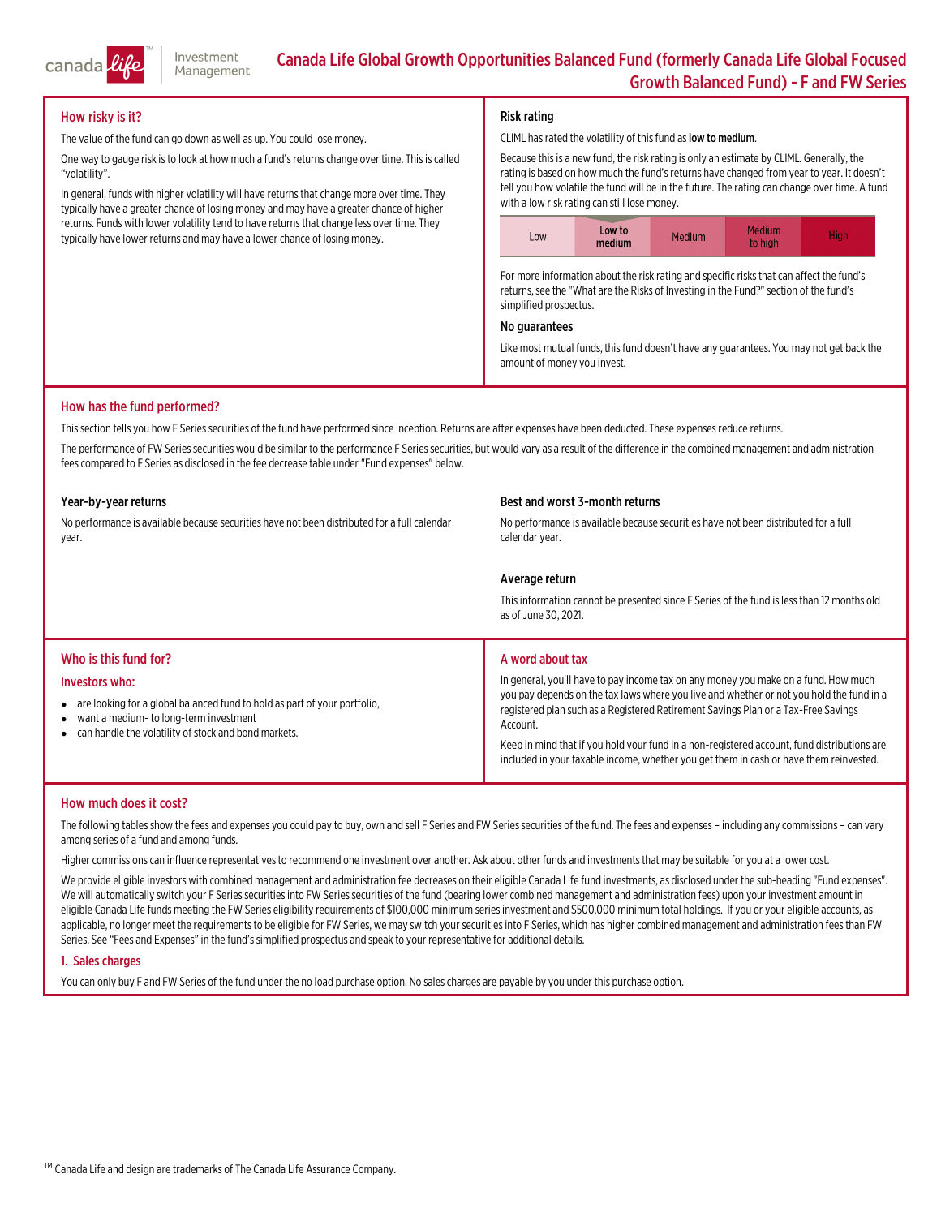# Canada Life Global Growth Opportunities Balanced Fund (formerly Canada Life Global Focused Growth Balanced Fund) - F and FW Series

## How risky is it?

The value of the fund can go down as well as up. You could lose money.

One way to gauge risk is to look at how much a fund's returns change over time. This is called "volatility".

In general, funds with higher volatility will have returns that change more over time. They typically have a greater chance of losing money and may have a greater chance of higher returns. Funds with lower volatility tend to have returns that change less over time. They typically have lower returns and may have a lower chance of losing money.

### Risk rating

CLIML has rated the volatility of this fund as **low to medium**.

Because this is a new fund, the risk rating is only an estimate by CLIML. Generally, the rating is based on how much the fund's returns have changed from year to year. It doesn't tell you how volatile the fund will be in the future. The rating can change over time. A fund with a low risk rating can still lose money.

| Low | **Low to medium** | Medium | Medium to high | High |
|---|---|---|---|---|

For more information about the risk rating and specific risks that can affect the fund's returns, see the "What are the Risks of Investing in the Fund?" section of the fund's simplified prospectus.

### No guarantees

Like most mutual funds, this fund doesn't have any guarantees. You may not get back the amount of money you invest.

## How has the fund performed?

This section tells you how F Series securities of the fund have performed since inception. Returns are after expenses have been deducted. These expenses reduce returns.

The performance of FW Series securities would be similar to the performance F Series securities, but would vary as a result of the difference in the combined management and administration fees compared to F Series as disclosed in the fee decrease table under "Fund expenses" below.

### Year-by-year returns

No performance is available because securities have not been distributed for a full calendar year.

### Best and worst 3-month returns

No performance is available because securities have not been distributed for a full calendar year.

### Average return

This information cannot be presented since F Series of the fund is less than 12 months old as of June 30, 2021.

## Who is this fund for?

### Investors who:

- are looking for a global balanced fund to hold as part of your portfolio,
- want a medium- to long-term investment
- can handle the volatility of stock and bond markets.

## A word about tax

In general, you'll have to pay income tax on any money you make on a fund. How much you pay depends on the tax laws where you live and whether or not you hold the fund in a registered plan such as a Registered Retirement Savings Plan or a Tax-Free Savings Account.

Keep in mind that if you hold your fund in a non-registered account, fund distributions are included in your taxable income, whether you get them in cash or have them reinvested.

## How much does it cost?

The following tables show the fees and expenses you could pay to buy, own and sell F Series and FW Series securities of the fund. The fees and expenses – including any commissions – can vary among series of a fund and among funds.

Higher commissions can influence representatives to recommend one investment over another. Ask about other funds and investments that may be suitable for you at a lower cost.

We provide eligible investors with combined management and administration fee decreases on their eligible Canada Life fund investments, as disclosed under the sub-heading "Fund expenses". We will automatically switch your F Series securities into FW Series securities of the fund (bearing lower combined management and administration fees) upon your investment amount in eligible Canada Life funds meeting the FW Series eligibility requirements of $100,000 minimum series investment and $500,000 minimum total holdings. If you or your eligible accounts, as applicable, no longer meet the requirements to be eligible for FW Series, we may switch your securities into F Series, which has higher combined management and administration fees than FW Series. See "Fees and Expenses" in the fund's simplified prospectus and speak to your representative for additional details.

### 1. Sales charges

You can only buy F and FW Series of the fund under the no load purchase option. No sales charges are payable by you under this purchase option.

TM Canada Life and design are trademarks of The Canada Life Assurance Company.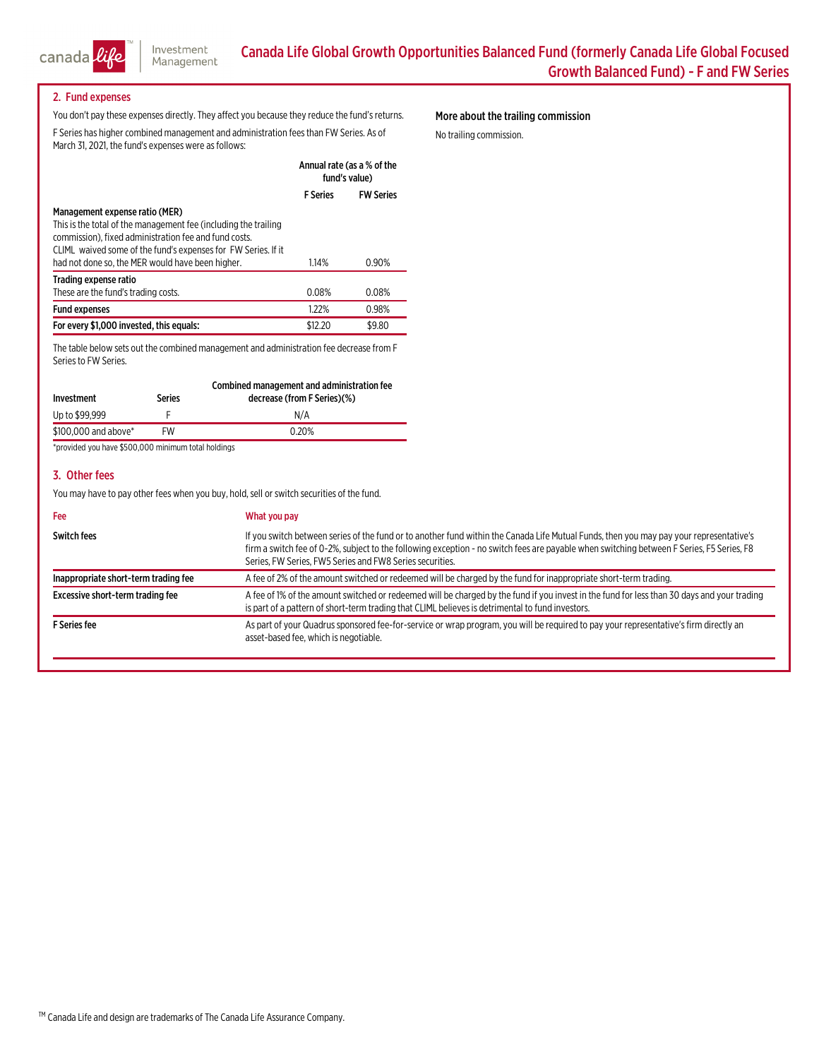# Canada Life Global Growth Opportunities Balanced Fund (formerly Canada Life Global Focused Growth Balanced Fund) - F and FW Series

## 2. Fund expenses

You don't pay these expenses directly. They affect you because they reduce the fund's returns.

F Series has higher combined management and administration fees than FW Series. As of March 31, 2021, the fund's expenses were as follows:

| | Annual rate (as a % of the fund's value) | |
|---|---|---|
| | **F Series** | **FW Series** |
| **Management expense ratio (MER)** This is the total of the management fee (including the trailing commission), fixed administration fee and fund costs. CLIML waived some of the fund's expenses for FW Series. If it had not done so, the MER would have been higher. | 1.14% | 0.90% |
| **Trading expense ratio** These are the fund's trading costs. | 0.08% | 0.08% |
| **Fund expenses** | 1.22% | 0.98% |
| **For every $1,000 invested, this equals:** | $12.20 | $9.80 |

The table below sets out the combined management and administration fee decrease from F Series to FW Series.

| Investment | Series | Combined management and administration fee decrease (from F Series)(%) |
|---|---|---|
| Up to $99,999 | F | N/A |
| $100,000 and above* | FW | 0.20% |

*provided you have $500,000 minimum total holdings

### More about the trailing commission

No trailing commission.

## 3. Other fees

You may have to pay other fees when you buy, hold, sell or switch securities of the fund.

| Fee | What you pay |
|---|---|
| **Switch fees** | If you switch between series of the fund or to another fund within the Canada Life Mutual Funds, then you may pay your representative's firm a switch fee of 0-2%, subject to the following exception - no switch fees are payable when switching between F Series, F5 Series, F8 Series, FW Series, FW5 Series and FW8 Series securities. |
| **Inappropriate short-term trading fee** | A fee of 2% of the amount switched or redeemed will be charged by the fund for inappropriate short-term trading. |
| **Excessive short-term trading fee** | A fee of 1% of the amount switched or redeemed will be charged by the fund if you invest in the fund for less than 30 days and your trading is part of a pattern of short-term trading that CLIML believes is detrimental to fund investors. |
| **F Series fee** | As part of your Quadrus sponsored fee-for-service or wrap program, you will be required to pay your representative's firm directly an asset-based fee, which is negotiable. |

TM Canada Life and design are trademarks of The Canada Life Assurance Company.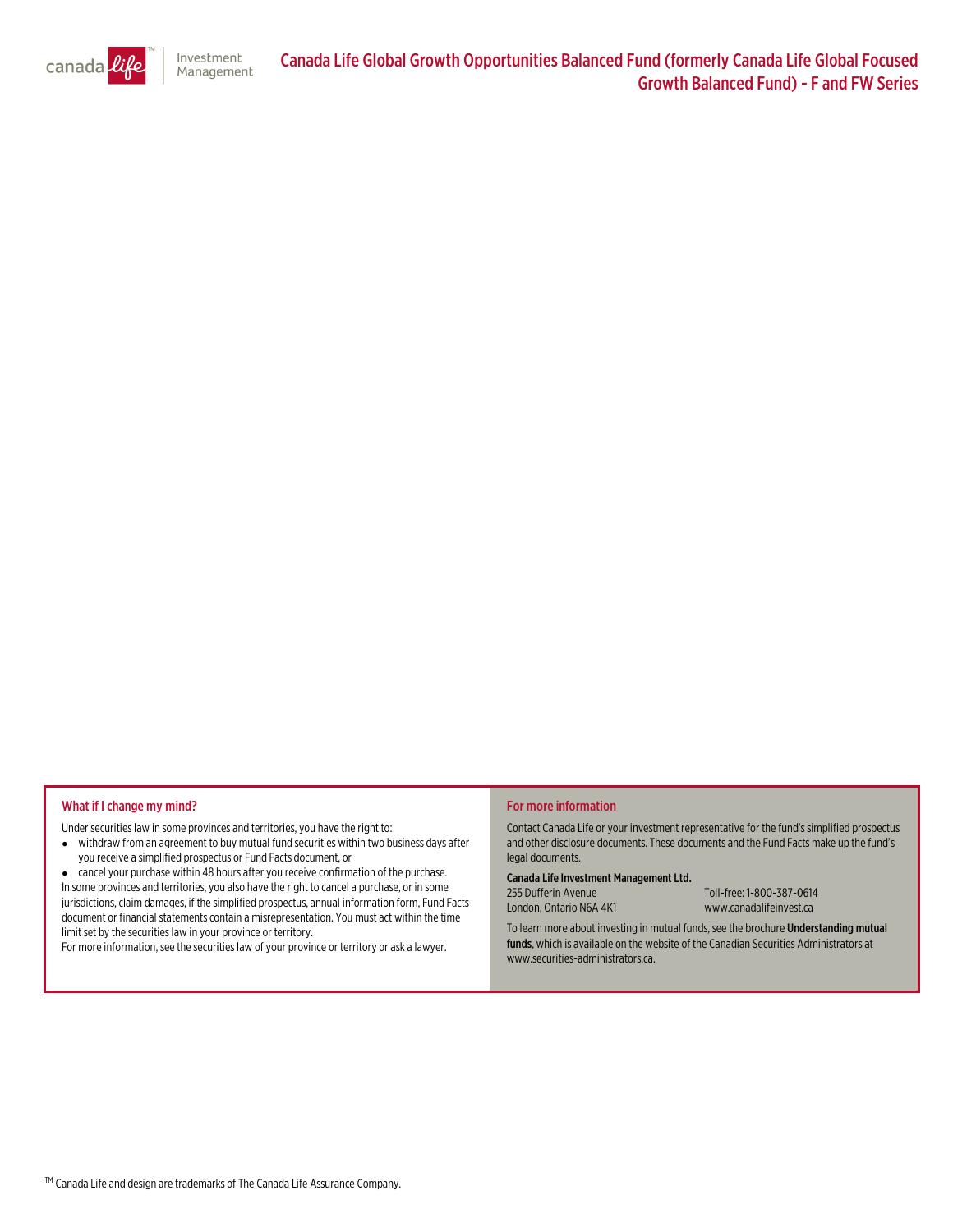## What if I change my mind?

Under securities law in some provinces and territories, you have the right to:

- withdraw from an agreement to buy mutual fund securities within two business days after you receive a simplified prospectus or Fund Facts document, or
- cancel your purchase within 48 hours after you receive confirmation of the purchase.

In some provinces and territories, you also have the right to cancel a purchase, or in some jurisdictions, claim damages, if the simplified prospectus, annual information form, Fund Facts document or financial statements contain a misrepresentation. You must act within the time limit set by the securities law in your province or territory.

For more information, see the securities law of your province or territory or ask a lawyer.

## For more information

Contact Canada Life or your investment representative for the fund's simplified prospectus and other disclosure documents. These documents and the Fund Facts make up the fund's legal documents.

**Canada Life Investment Management Ltd.**
255 Dufferin Avenue
London, Ontario N6A 4K1

Toll-free: 1-800-387-0614
www.canadalifeinvest.ca

To learn more about investing in mutual funds, see the brochure **Understanding mutual funds**, which is available on the website of the Canadian Securities Administrators at www.securities-administrators.ca.

TM Canada Life and design are trademarks of The Canada Life Assurance Company.